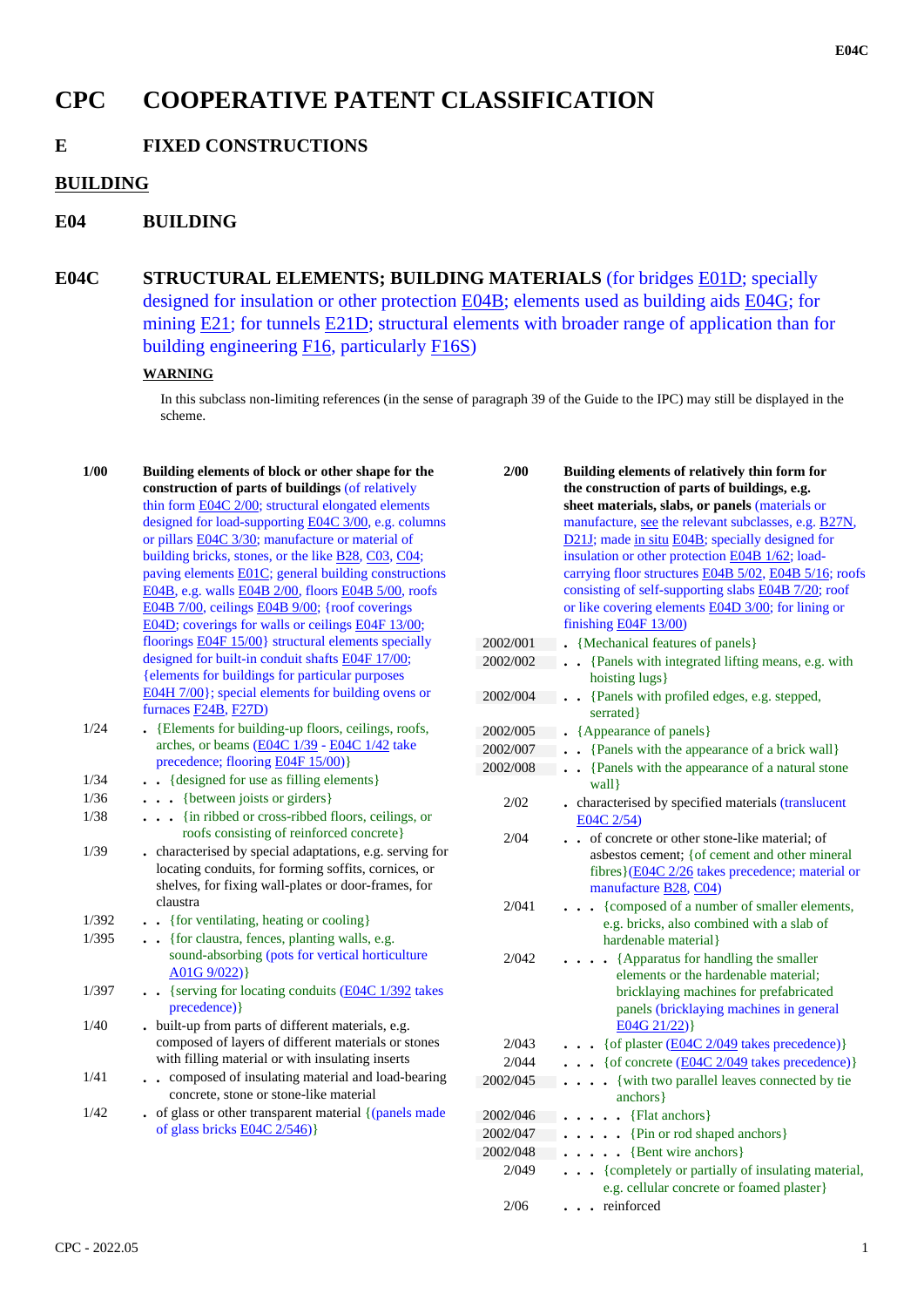# CPC COOPERATIVE PATENT CLASSIFICATION

## E FIXED CONSTRUCTIONS

## BUILDING

## E04 BUILDING

## E04C STRUCTURAL ELEMENTS; BUILDING MATERIALS (for bridges E01D; specially designed for insulation or other protection E04B; elements used as building aids E04G; for mining E21; for tunnels E21D; structural elements with broader range of application than for building engineering F16, particularly F16S)

**WARNING**

In this subclass non-limiting references (in the sense of paragraph 39 of the Guide to the IPC) may still be displayed in the scheme.

**1/00** **Building elements of block or other shape for the construction of parts of buildings** (of relatively thin form E04C 2/00; structural elongated elements designed for load-supporting E04C 3/00, e.g. columns or pillars E04C 3/30; manufacture or material of building bricks, stones, or the like B28, C03, C04; paving elements E01C; general building constructions E04B, e.g. walls E04B 2/00, floors E04B 5/00, roofs E04B 7/00, ceilings E04B 9/00; {roof coverings E04D; coverings for walls or ceilings E04F 13/00; floorings E04F 15/00} structural elements specially designed for built-in conduit shafts E04F 17/00; {elements for buildings for particular purposes E04H 7/00}; special elements for building ovens or furnaces F24B, F27D)

1/24 . {Elements for building-up floors, ceilings, roofs, arches, or beams (E04C 1/39 - E04C 1/42 take precedence; flooring E04F 15/00)}

1/34 . . {designed for use as filling elements}

1/36 . . . {between joists or girders}

1/38 . . . {in ribbed or cross-ribbed floors, ceilings, or roofs consisting of reinforced concrete}

1/39 . characterised by special adaptations, e.g. serving for locating conduits, for forming soffits, cornices, or shelves, for fixing wall-plates or door-frames, for claustra

1/392 . . {for ventilating, heating or cooling}

1/395 . . {for claustra, fences, planting walls, e.g. sound-absorbing (pots for vertical horticulture A01G 9/022)}

1/397 . . {serving for locating conduits (E04C 1/392 takes precedence)}

1/40 . built-up from parts of different materials, e.g. composed of layers of different materials or stones with filling material or with insulating inserts

1/41 . . composed of insulating material and load-bearing concrete, stone or stone-like material

1/42 . of glass or other transparent material {(panels made of glass bricks E04C 2/546)}

**2/00** **Building elements of relatively thin form for the construction of parts of buildings, e.g. sheet materials, slabs, or panels** (materials or manufacture, see the relevant subclasses, e.g. B27N, D21J; made in situ E04B; specially designed for insulation or other protection E04B 1/62; load-carrying floor structures E04B 5/02, E04B 5/16; roofs consisting of self-supporting slabs E04B 7/20; roof or like covering elements E04D 3/00; for lining or finishing E04F 13/00)

2002/001 . {Mechanical features of panels}

2002/002 . . {Panels with integrated lifting means, e.g. with hoisting lugs}

2002/004 . . {Panels with profiled edges, e.g. stepped, serrated}

2002/005 . {Appearance of panels}

2002/007 . . {Panels with the appearance of a brick wall}

2002/008 . . {Panels with the appearance of a natural stone wall}

2/02 . characterised by specified materials (translucent E04C 2/54)

2/04 . . of concrete or other stone-like material; of asbestos cement; {of cement and other mineral fibres}(E04C 2/26 takes precedence; material or manufacture B28, C04)

2/041 . . . {composed of a number of smaller elements, e.g. bricks, also combined with a slab of hardenable material}

2/042 . . . . {Apparatus for handling the smaller elements or the hardenable material; bricklaying machines for prefabricated panels (bricklaying machines in general E04G 21/22)}

2/043 . . . {of plaster (E04C 2/049 takes precedence)}

2/044 . . . {of concrete (E04C 2/049 takes precedence)}

2002/045 . . . . {with two parallel leaves connected by tie anchors}

2002/046 . . . . . {Flat anchors}

2002/047 . . . . . {Pin or rod shaped anchors}

2002/048 . . . . . {Bent wire anchors}

2/049 . . . {completely or partially of insulating material, e.g. cellular concrete or foamed plaster}

2/06 . . . reinforced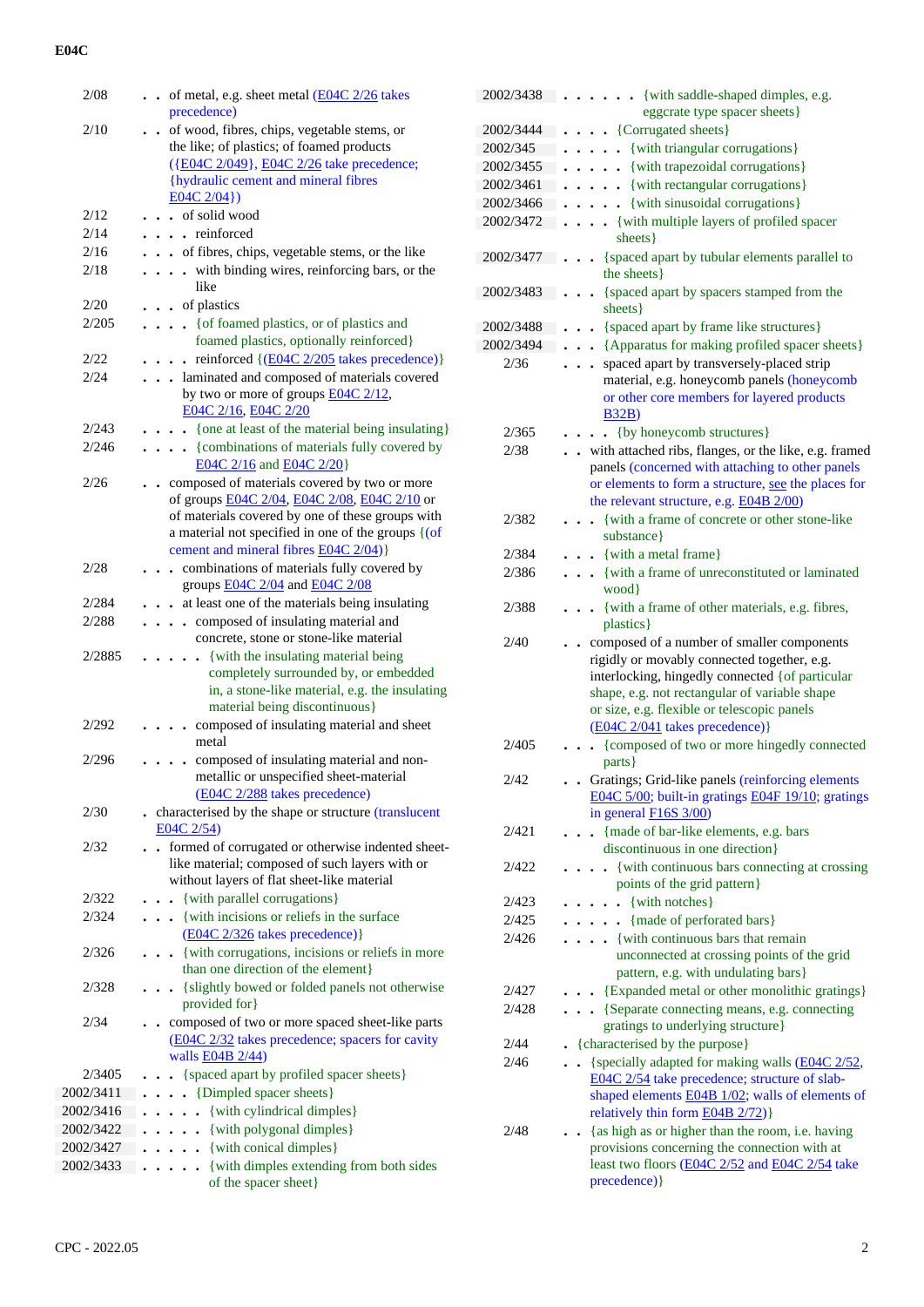E04C

2/08 . . of metal, e.g. sheet metal (E04C 2/26 takes precedence)
2/10 . . of wood, fibres, chips, vegetable stems, or the like; of plastics; of foamed products ({E04C 2/049}, E04C 2/26 take precedence; {hydraulic cement and mineral fibres E04C 2/04})
2/12 . . . of solid wood
2/14 . . . . reinforced
2/16 . . . of fibres, chips, vegetable stems, or the like
2/18 . . . . with binding wires, reinforcing bars, or the like
2/20 . . . of plastics
2/205 . . . . {of foamed plastics, or of plastics and foamed plastics, optionally reinforced}
2/22 . . . . reinforced {(E04C 2/205 takes precedence)}
2/24 . . . laminated and composed of materials covered by two or more of groups E04C 2/12, E04C 2/16, E04C 2/20
2/243 . . . . {one at least of the material being insulating}
2/246 . . . . {combinations of materials fully covered by E04C 2/16 and E04C 2/20}
2/26 . . composed of materials covered by two or more of groups E04C 2/04, E04C 2/08, E04C 2/10 or of materials covered by one of these groups with a material not specified in one of the groups {(of cement and mineral fibres E04C 2/04)}
2/28 . . . combinations of materials fully covered by groups E04C 2/04 and E04C 2/08
2/284 . . . at least one of the materials being insulating
2/288 . . . . composed of insulating material and concrete, stone or stone-like material
2/2885 . . . . . {with the insulating material being completely surrounded by, or embedded in, a stone-like material, e.g. the insulating material being discontinuous}
2/292 . . . . composed of insulating material and sheet metal
2/296 . . . . composed of insulating material and non-metallic or unspecified sheet-material (E04C 2/288 takes precedence)
2/30 . characterised by the shape or structure (translucent E04C 2/54)
2/32 . . formed of corrugated or otherwise indented sheet-like material; composed of such layers with or without layers of flat sheet-like material
2/322 . . . {with parallel corrugations}
2/324 . . . {with incisions or reliefs in the surface (E04C 2/326 takes precedence)}
2/326 . . . {with corrugations, incisions or reliefs in more than one direction of the element}
2/328 . . . {slightly bowed or folded panels not otherwise provided for}
2/34 . . composed of two or more spaced sheet-like parts (E04C 2/32 takes precedence; spacers for cavity walls E04B 2/44)
2/3405 . . . {spaced apart by profiled spacer sheets}
2002/3411 . . . . {Dimpled spacer sheets}
2002/3416 . . . . . {with cylindrical dimples}
2002/3422 . . . . . {with polygonal dimples}
2002/3427 . . . . . {with conical dimples}
2002/3433 . . . . . {with dimples extending from both sides of the spacer sheet}
2002/3438 . . . . . . {with saddle-shaped dimples, e.g. eggcrate type spacer sheets}
2002/3444 . . . . {Corrugated sheets}
2002/345 . . . . . {with triangular corrugations}
2002/3455 . . . . . {with trapezoidal corrugations}
2002/3461 . . . . . {with rectangular corrugations}
2002/3466 . . . . . {with sinusoidal corrugations}
2002/3472 . . . . {with multiple layers of profiled spacer sheets}
2002/3477 . . . {spaced apart by tubular elements parallel to the sheets}
2002/3483 . . . {spaced apart by spacers stamped from the sheets}
2002/3488 . . . {spaced apart by frame like structures}
2002/3494 . . . {Apparatus for making profiled spacer sheets}
2/36 . . . spaced apart by transversely-placed strip material, e.g. honeycomb panels (honeycomb or other core members for layered products B32B)
2/365 . . . . {by honeycomb structures}
2/38 . . with attached ribs, flanges, or the like, e.g. framed panels (concerned with attaching to other panels or elements to form a structure, see the places for the relevant structure, e.g. E04B 2/00)
2/382 . . . {with a frame of concrete or other stone-like substance}
2/384 . . . {with a metal frame}
2/386 . . . {with a frame of unreconstituted or laminated wood}
2/388 . . . {with a frame of other materials, e.g. fibres, plastics}
2/40 . . composed of a number of smaller components rigidly or movably connected together, e.g. interlocking, hingedly connected {of particular shape, e.g. not rectangular of variable shape or size, e.g. flexible or telescopic panels (E04C 2/041 takes precedence)}
2/405 . . . {composed of two or more hingedly connected parts}
2/42 . . Gratings; Grid-like panels (reinforcing elements E04C 5/00; built-in gratings E04F 19/10; gratings in general F16S 3/00)
2/421 . . . {made of bar-like elements, e.g. bars discontinuous in one direction}
2/422 . . . . {with continuous bars connecting at crossing points of the grid pattern}
2/423 . . . . . {with notches}
2/425 . . . . . {made of perforated bars}
2/426 . . . . {with continuous bars that remain unconnected at crossing points of the grid pattern, e.g. with undulating bars}
2/427 . . . {Expanded metal or other monolithic gratings}
2/428 . . . {Separate connecting means, e.g. connecting gratings to underlying structure}
2/44 . {characterised by the purpose}
2/46 . . {specially adapted for making walls (E04C 2/52, E04C 2/54 take precedence; structure of slab-shaped elements E04B 1/02; walls of elements of relatively thin form E04B 2/72)}
2/48 . . {as high as or higher than the room, i.e. having provisions concerning the connection with at least two floors (E04C 2/52 and E04C 2/54 take precedence)}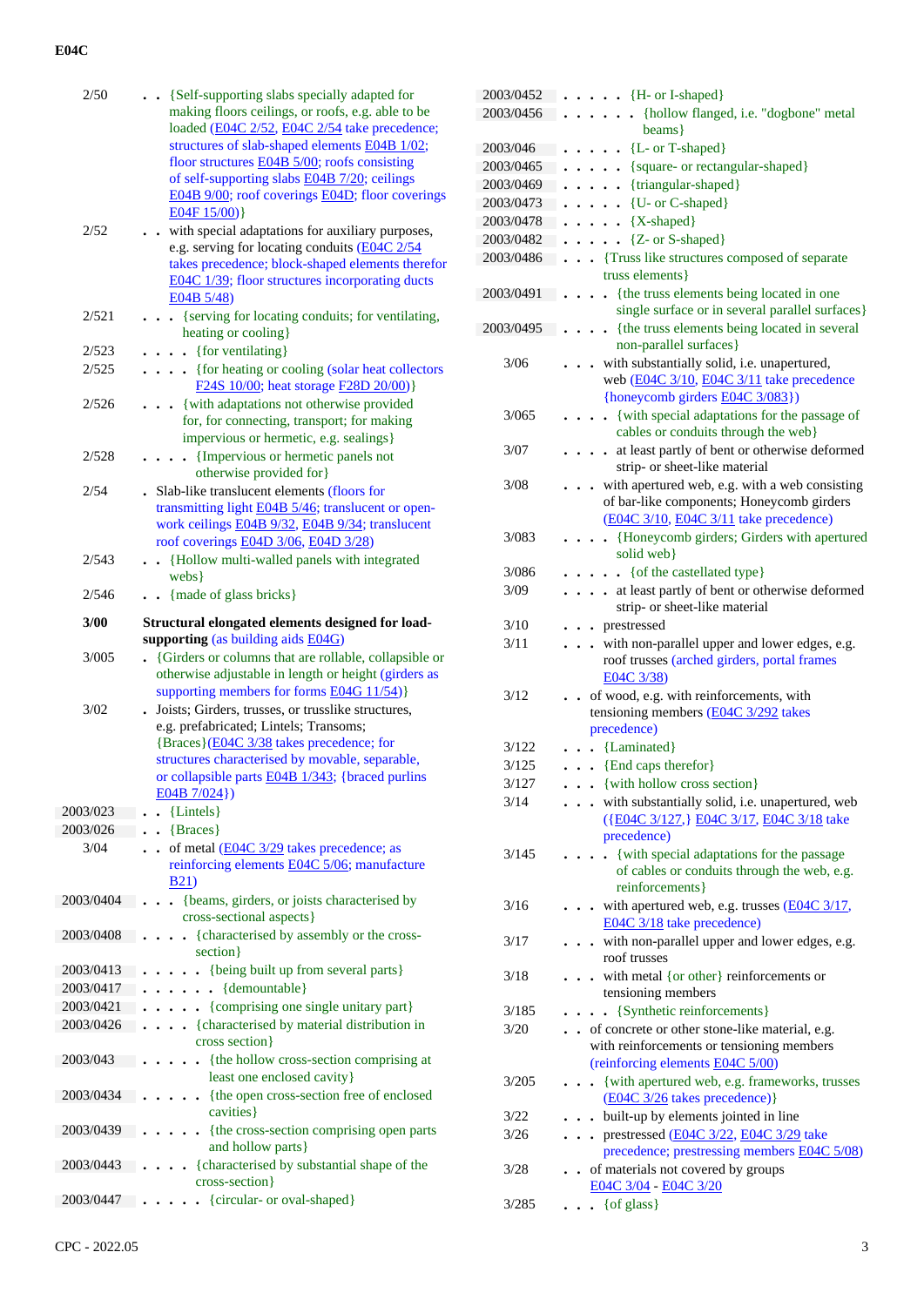| | |
|---|---|
| 2/50 | . . {Self-supporting slabs specially adapted for making floors ceilings, or roofs, e.g. able to be loaded (E04C 2/52, E04C 2/54 take precedence; structures of slab-shaped elements E04B 1/02; floor structures E04B 5/00; roofs consisting of self-supporting slabs E04B 7/20; ceilings E04B 9/00; roof coverings E04D; floor coverings E04F 15/00)} |
| 2/52 | . . with special adaptations for auxiliary purposes, e.g. serving for locating conduits (E04C 2/54 takes precedence; block-shaped elements therefor E04C 1/39; floor structures incorporating ducts E04B 5/48) |
| 2/521 | . . . {serving for locating conduits; for ventilating, heating or cooling} |
| 2/523 | . . . . {for ventilating} |
| 2/525 | . . . . {for heating or cooling (solar heat collectors F24S 10/00; heat storage F28D 20/00)} |
| 2/526 | . . . {with adaptations not otherwise provided for, for connecting, transport; for making impervious or hermetic, e.g. sealings} |
| 2/528 | . . . . {Impervious or hermetic panels not otherwise provided for} |
| 2/54 | . Slab-like translucent elements (floors for transmitting light E04B 5/46; translucent or open-work ceilings E04B 9/32, E04B 9/34; translucent roof coverings E04D 3/06, E04D 3/28) |
| 2/543 | . . {Hollow multi-walled panels with integrated webs} |
| 2/546 | . . {made of glass bricks} |
| **3/00** | **Structural elongated elements designed for load-supporting** (as building aids E04G) |
| 3/005 | . {Girders or columns that are rollable, collapsible or otherwise adjustable in length or height (girders as supporting members for forms E04G 11/54)} |
| 3/02 | . Joists; Girders, trusses, or trusslike structures, e.g. prefabricated; Lintels; Transoms; {Braces}(E04C 3/38 takes precedence; for structures characterised by movable, separable, or collapsible parts E04B 1/343; {braced purlins E04B 7/024}) |
| 2003/023 | . . {Lintels} |
| 2003/026 | . . {Braces} |
| 3/04 | . . of metal (E04C 3/29 takes precedence; as reinforcing elements E04C 5/06; manufacture B21) |
| 2003/0404 | . . . {beams, girders, or joists characterised by cross-sectional aspects} |
| 2003/0408 | . . . . {characterised by assembly or the cross-section} |
| 2003/0413 | . . . . . {being built up from several parts} |
| 2003/0417 | . . . . . . {demountable} |
| 2003/0421 | . . . . . {comprising one single unitary part} |
| 2003/0426 | . . . . {characterised by material distribution in cross section} |
| 2003/043 | . . . . . {the hollow cross-section comprising at least one enclosed cavity} |
| 2003/0434 | . . . . . {the open cross-section free of enclosed cavities} |
| 2003/0439 | . . . . . {the cross-section comprising open parts and hollow parts} |
| 2003/0443 | . . . . {characterised by substantial shape of the cross-section} |
| 2003/0447 | . . . . . {circular- or oval-shaped} |
| 2003/0452 | . . . . . {H- or I-shaped} |
| 2003/0456 | . . . . . . {hollow flanged, i.e. "dogbone" metal beams} |
| 2003/046 | . . . . . {L- or T-shaped} |
| 2003/0465 | . . . . . {square- or rectangular-shaped} |
| 2003/0469 | . . . . . {triangular-shaped} |
| 2003/0473 | . . . . . {U- or C-shaped} |
| 2003/0478 | . . . . . {X-shaped} |
| 2003/0482 | . . . . . {Z- or S-shaped} |
| 2003/0486 | . . . {Truss like structures composed of separate truss elements} |
| 2003/0491 | . . . . {the truss elements being located in one single surface or in several parallel surfaces} |
| 2003/0495 | . . . . {the truss elements being located in several non-parallel surfaces} |
| 3/06 | . . . with substantially solid, i.e. unapertured, web (E04C 3/10, E04C 3/11 take precedence {honeycomb girders E04C 3/083}) |
| 3/065 | . . . . {with special adaptations for the passage of cables or conduits through the web} |
| 3/07 | . . . . at least partly of bent or otherwise deformed strip- or sheet-like material |
| 3/08 | . . . with apertured web, e.g. with a web consisting of bar-like components; Honeycomb girders (E04C 3/10, E04C 3/11 take precedence) |
| 3/083 | . . . . {Honeycomb girders; Girders with apertured solid web} |
| 3/086 | . . . . . {of the castellated type} |
| 3/09 | . . . . at least partly of bent or otherwise deformed strip- or sheet-like material |
| 3/10 | . . . prestressed |
| 3/11 | . . . with non-parallel upper and lower edges, e.g. roof trusses (arched girders, portal frames E04C 3/38) |
| 3/12 | . . of wood, e.g. with reinforcements, with tensioning members (E04C 3/292 takes precedence) |
| 3/122 | . . . {Laminated} |
| 3/125 | . . . {End caps therefor} |
| 3/127 | . . . {with hollow cross section} |
| 3/14 | . . . with substantially solid, i.e. unapertured, web ({E04C 3/127,} E04C 3/17, E04C 3/18 take precedence) |
| 3/145 | . . . . {with special adaptations for the passage of cables or conduits through the web, e.g. reinforcements} |
| 3/16 | . . . with apertured web, e.g. trusses (E04C 3/17, E04C 3/18 take precedence) |
| 3/17 | . . . with non-parallel upper and lower edges, e.g. roof trusses |
| 3/18 | . . . with metal {or other} reinforcements or tensioning members |
| 3/185 | . . . . {Synthetic reinforcements} |
| 3/20 | . . of concrete or other stone-like material, e.g. with reinforcements or tensioning members (reinforcing elements E04C 5/00) |
| 3/205 | . . . {with apertured web, e.g. frameworks, trusses (E04C 3/26 takes precedence)} |
| 3/22 | . . . built-up by elements jointed in line |
| 3/26 | . . . prestressed (E04C 3/22, E04C 3/29 take precedence; prestressing members E04C 5/08) |
| 3/28 | . . of materials not covered by groups E04C 3/04 - E04C 3/20 |
| 3/285 | . . . {of glass} |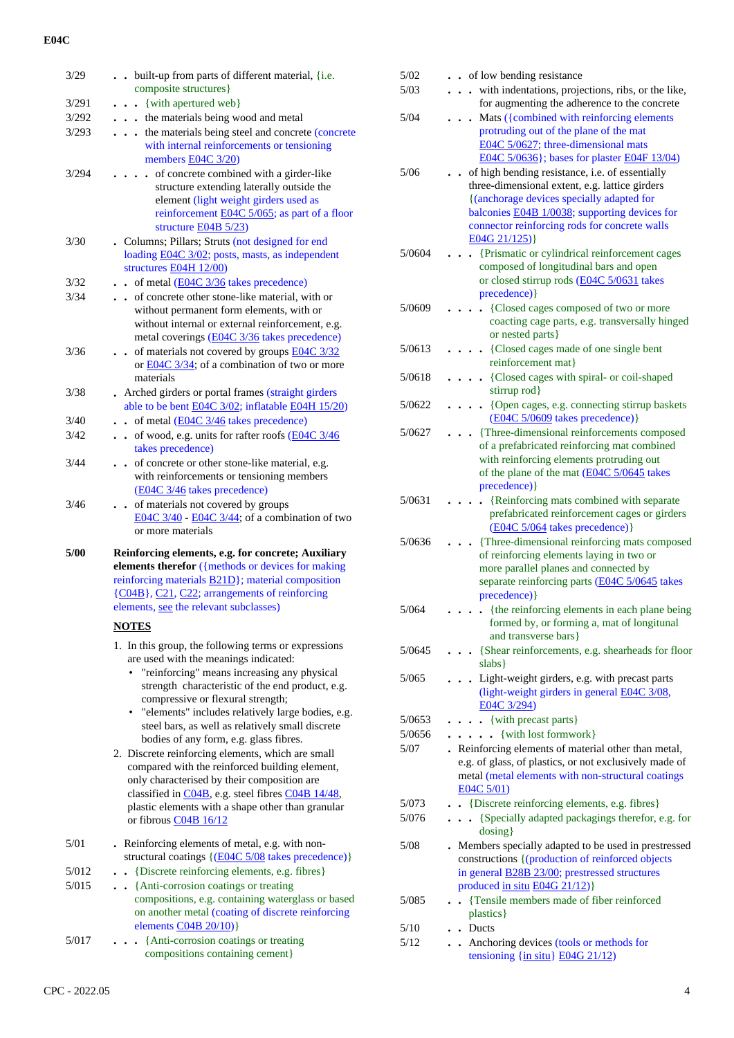| Code | Title |
|---|---|
| 3/29 | . . built-up from parts of different material, {i.e. composite structures} |
| 3/291 | . . . {with apertured web} |
| 3/292 | . . . the materials being wood and metal |
| 3/293 | . . . the materials being steel and concrete (concrete with internal reinforcements or tensioning members E04C 3/20) |
| 3/294 | . . . . of concrete combined with a girder-like structure extending laterally outside the element (light weight girders used as reinforcement E04C 5/065; as part of a floor structure E04B 5/23) |
| 3/30 | . Columns; Pillars; Struts (not designed for end loading E04C 3/02; posts, masts, as independent structures E04H 12/00) |
| 3/32 | . . of metal (E04C 3/36 takes precedence) |
| 3/34 | . . of concrete other stone-like material, with or without permanent form elements, with or without internal or external reinforcement, e.g. metal coverings (E04C 3/36 takes precedence) |
| 3/36 | . . of materials not covered by groups E04C 3/32 or E04C 3/34; of a combination of two or more materials |
| 3/38 | . Arched girders or portal frames (straight girders able to be bent E04C 3/02; inflatable E04H 15/20) |
| 3/40 | . . of metal (E04C 3/46 takes precedence) |
| 3/42 | . . of wood, e.g. units for rafter roofs (E04C 3/46 takes precedence) |
| 3/44 | . . of concrete or other stone-like material, e.g. with reinforcements or tensioning members (E04C 3/46 takes precedence) |
| 3/46 | . . of materials not covered by groups E04C 3/40 - E04C 3/44; of a combination of two or more materials |
| **5/00** | **Reinforcing elements, e.g. for concrete; Auxiliary elements therefor** ({methods or devices for making reinforcing materials B21D}; material composition {C04B}, C21, C22; arrangements of reinforcing elements, see the relevant subclasses) |

**NOTES**

1. In this group, the following terms or expressions are used with the meanings indicated:
   - "reinforcing" means increasing any physical strength characteristic of the end product, e.g. compressive or flexural strength;
   - "elements" includes relatively large bodies, e.g. steel bars, as well as relatively small discrete bodies of any form, e.g. glass fibres.
2. Discrete reinforcing elements, which are small compared with the reinforced building element, only characterised by their composition are classified in C04B, e.g. steel fibres C04B 14/48, plastic elements with a shape other than granular or fibrous C04B 16/12

| Code | Title |
|---|---|
| 5/01 | . Reinforcing elements of metal, e.g. with non-structural coatings {(E04C 5/08 takes precedence)} |
| 5/012 | . . {Discrete reinforcing elements, e.g. fibres} |
| 5/015 | . . {Anti-corrosion coatings or treating compositions, e.g. containing waterglass or based on another metal (coating of discrete reinforcing elements C04B 20/10)} |
| 5/017 | . . . {Anti-corrosion coatings or treating compositions containing cement} |
| 5/02 | . . of low bending resistance |
| 5/03 | . . . with indentations, projections, ribs, or the like, for augmenting the adherence to the concrete |
| 5/04 | . . . Mats ({combined with reinforcing elements protruding out of the plane of the mat E04C 5/0627; three-dimensional mats E04C 5/0636}; bases for plaster E04F 13/04) |
| 5/06 | . . of high bending resistance, i.e. of essentially three-dimensional extent, e.g. lattice girders {(anchorage devices specially adapted for balconies E04B 1/0038; supporting devices for connector reinforcing rods for concrete walls E04G 21/125)} |
| 5/0604 | . . . {Prismatic or cylindrical reinforcement cages composed of longitudinal bars and open or closed stirrup rods (E04C 5/0631 takes precedence)} |
| 5/0609 | . . . . {Closed cages composed of two or more coacting cage parts, e.g. transversally hinged or nested parts} |
| 5/0613 | . . . . {Closed cages made of one single bent reinforcement mat} |
| 5/0618 | . . . . {Closed cages with spiral- or coil-shaped stirrup rod} |
| 5/0622 | . . . . {Open cages, e.g. connecting stirrup baskets (E04C 5/0609 takes precedence)} |
| 5/0627 | . . . {Three-dimensional reinforcements composed of a prefabricated reinforcing mat combined with reinforcing elements protruding out of the plane of the mat (E04C 5/0645 takes precedence)} |
| 5/0631 | . . . . {Reinforcing mats combined with separate prefabricated reinforcement cages or girders (E04C 5/064 takes precedence)} |
| 5/0636 | . . . {Three-dimensional reinforcing mats composed of reinforcing elements laying in two or more parallel planes and connected by separate reinforcing parts (E04C 5/0645 takes precedence)} |
| 5/064 | . . . . {the reinforcing elements in each plane being formed by, or forming a, mat of longitunal and transverse bars} |
| 5/0645 | . . . {Shear reinforcements, e.g. shearheads for floor slabs} |
| 5/065 | . . . Light-weight girders, e.g. with precast parts (light-weight girders in general E04C 3/08, E04C 3/294) |
| 5/0653 | . . . . {with precast parts} |
| 5/0656 | . . . . . {with lost formwork} |
| 5/07 | . Reinforcing elements of material other than metal, e.g. of glass, of plastics, or not exclusively made of metal (metal elements with non-structural coatings E04C 5/01) |
| 5/073 | . . {Discrete reinforcing elements, e.g. fibres} |
| 5/076 | . . . {Specially adapted packagings therefor, e.g. for dosing} |
| 5/08 | . Members specially adapted to be used in prestressed constructions {(production of reinforced objects in general B28B 23/00; prestressed structures produced in situ E04G 21/12)} |
| 5/085 | . . {Tensile members made of fiber reinforced plastics} |
| 5/10 | . . Ducts |
| 5/12 | . . Anchoring devices (tools or methods for tensioning {in situ} E04G 21/12) |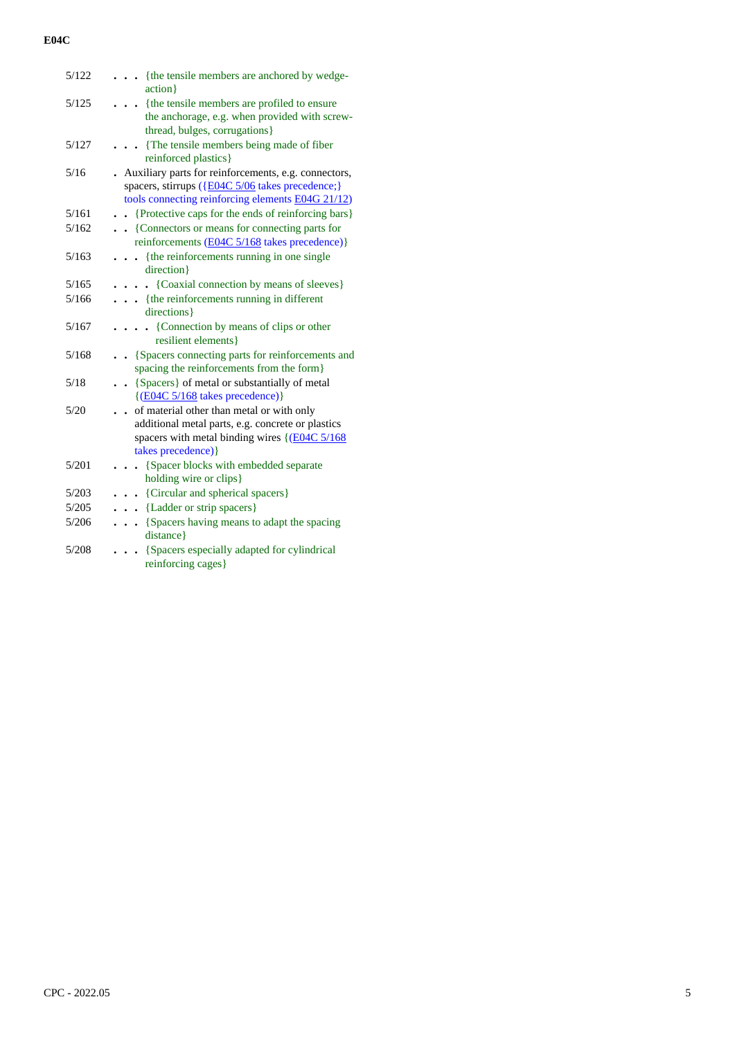| | |
|---|---|
| 5/122 | . . . {the tensile members are anchored by wedge-action} |
| 5/125 | . . . {the tensile members are profiled to ensure the anchorage, e.g. when provided with screw-thread, bulges, corrugations} |
| 5/127 | . . . {The tensile members being made of fiber reinforced plastics} |
| 5/16 | . Auxiliary parts for reinforcements, e.g. connectors, spacers, stirrups ({E04C 5/06 takes precedence;} tools connecting reinforcing elements E04G 21/12) |
| 5/161 | . . {Protective caps for the ends of reinforcing bars} |
| 5/162 | . . {Connectors or means for connecting parts for reinforcements (E04C 5/168 takes precedence)} |
| 5/163 | . . . {the reinforcements running in one single direction} |
| 5/165 | . . . . {Coaxial connection by means of sleeves} |
| 5/166 | . . . {the reinforcements running in different directions} |
| 5/167 | . . . . {Connection by means of clips or other resilient elements} |
| 5/168 | . . {Spacers connecting parts for reinforcements and spacing the reinforcements from the form} |
| 5/18 | . . {Spacers} of metal or substantially of metal {(E04C 5/168 takes precedence)} |
| 5/20 | . . of material other than metal or with only additional metal parts, e.g. concrete or plastics spacers with metal binding wires {(E04C 5/168 takes precedence)} |
| 5/201 | . . . {Spacer blocks with embedded separate holding wire or clips} |
| 5/203 | . . . {Circular and spherical spacers} |
| 5/205 | . . . {Ladder or strip spacers} |
| 5/206 | . . . {Spacers having means to adapt the spacing distance} |
| 5/208 | . . . {Spacers especially adapted for cylindrical reinforcing cages} |